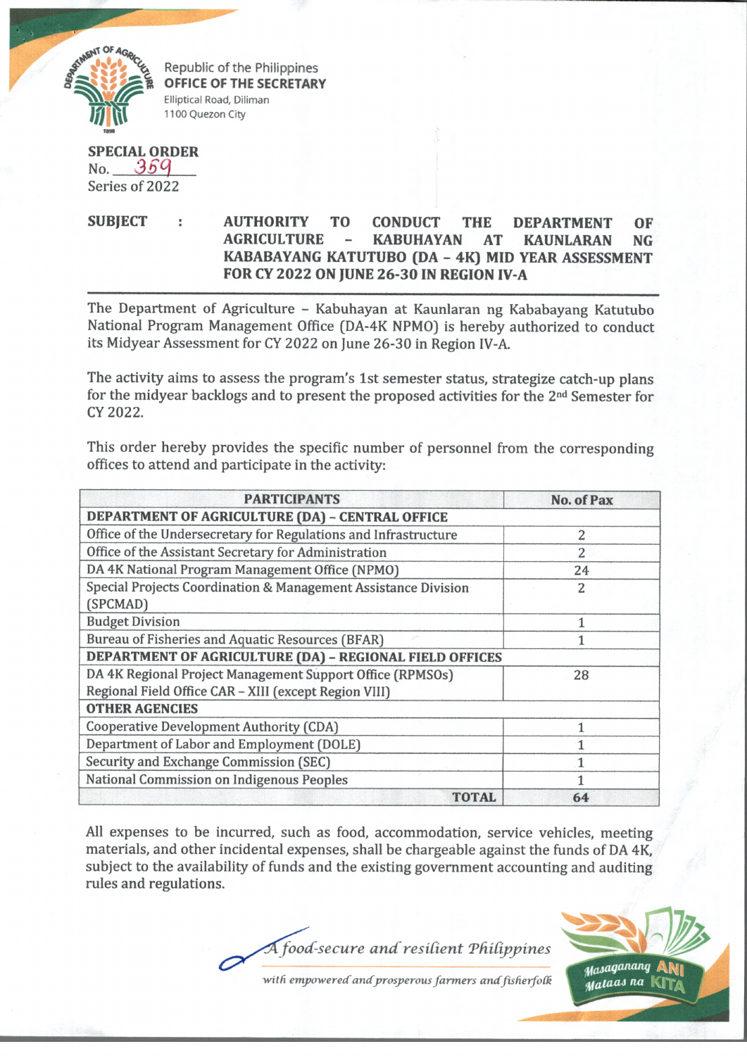Republic of the Philippines
**OFFICE OF THE SECRETARY**
Elliptical Road, Diliman
1100 Quezon City

**SPECIAL ORDER**
No. 359
Series of 2022

**SUBJECT : AUTHORITY TO CONDUCT THE DEPARTMENT OF AGRICULTURE – KABUHAYAN AT KAUNLARAN NG KABABAYANG KATUTUBO (DA – 4K) MID YEAR ASSESSMENT FOR CY 2022 ON JUNE 26-30 IN REGION IV-A**

The Department of Agriculture – Kabuhayan at Kaunlaran ng Kababayang Katutubo National Program Management Office (DA-4K NPMO) is hereby authorized to conduct its Midyear Assessment for CY 2022 on June 26-30 in Region IV-A.

The activity aims to assess the program's 1st semester status, strategize catch-up plans for the midyear backlogs and to present the proposed activities for the 2nd Semester for CY 2022.

This order hereby provides the specific number of personnel from the corresponding offices to attend and participate in the activity:

| PARTICIPANTS | No. of Pax |
|---|---|
| **DEPARTMENT OF AGRICULTURE (DA) – CENTRAL OFFICE** | |
| Office of the Undersecretary for Regulations and Infrastructure | 2 |
| Office of the Assistant Secretary for Administration | 2 |
| DA 4K National Program Management Office (NPMO) | 24 |
| Special Projects Coordination & Management Assistance Division (SPCMAD) | 2 |
| Budget Division | 1 |
| Bureau of Fisheries and Aquatic Resources (BFAR) | 1 |
| **DEPARTMENT OF AGRICULTURE (DA) – REGIONAL FIELD OFFICES** | |
| DA 4K Regional Project Management Support Office (RPMSOs) Regional Field Office CAR – XIII (except Region VIII) | 28 |
| **OTHER AGENCIES** | |
| Cooperative Development Authority (CDA) | 1 |
| Department of Labor and Employment (DOLE) | 1 |
| Security and Exchange Commission (SEC) | 1 |
| National Commission on Indigenous Peoples | 1 |
| **TOTAL** | **64** |

All expenses to be incurred, such as food, accommodation, service vehicles, meeting materials, and other incidental expenses, shall be chargeable against the funds of DA 4K, subject to the availability of funds and the existing government accounting and auditing rules and regulations.

*A food-secure and resilient Philippines with empowered and prosperous farmers and fisherfolk*

Masaganang ANI Mataas na KITA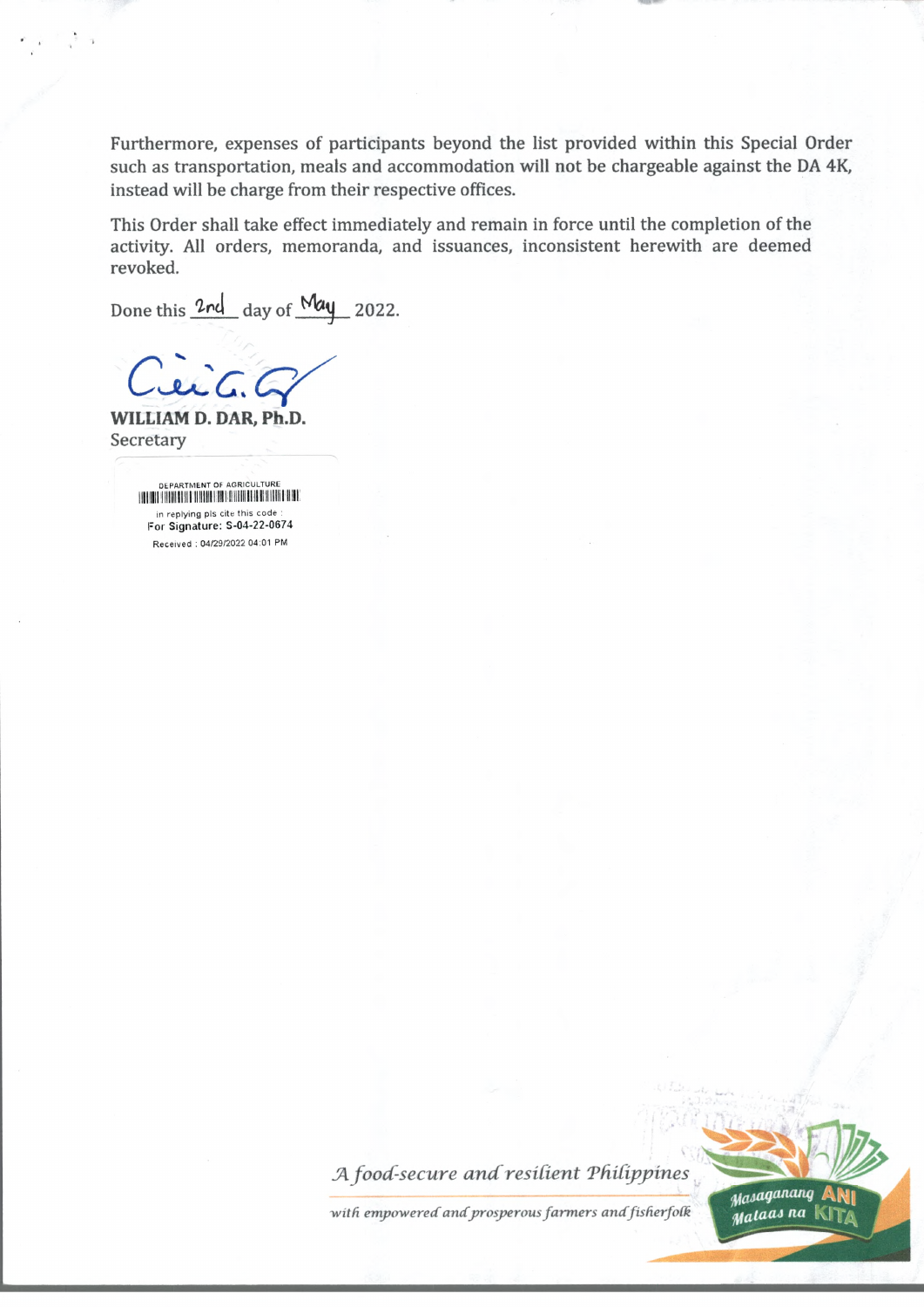Furthermore, expenses of participants beyond the list provided within this Special Order such as transportation, meals and accommodation will not be chargeable against the DA 4K, instead will be charge from their respective offices.

This Order shall take effect immediately and remain in force until the completion of the activity. All orders, memoranda, and issuances, inconsistent herewith are deemed revoked.

Done this 2nd day of May 2022.

**WILLIAM D. DAR, Ph.D.**
Secretary

DEPARTMENT OF AGRICULTURE
in replying pls cite this code :
For Signature: S-04-22-0674
Received : 04/29/2022 04:01 PM

*A food-secure and resilient Philippines with empowered and prosperous farmers and fisherfolk*

Masaganang ANI Mataas na KITA